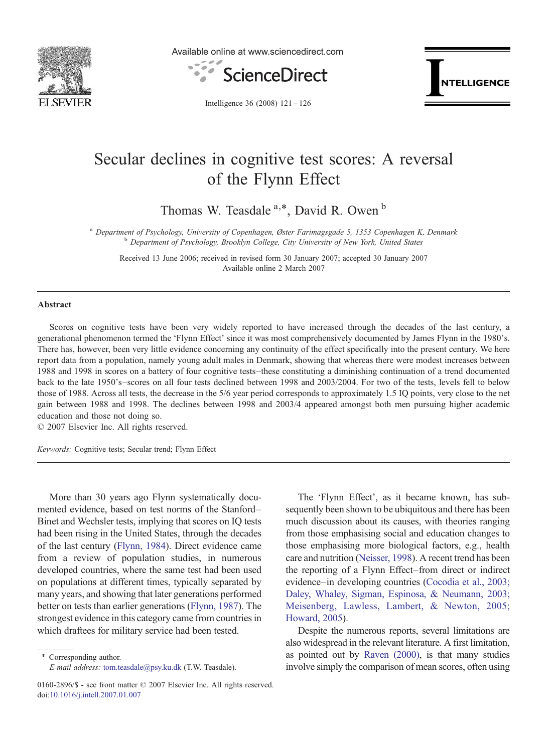# Secular declines in cognitive test scores: A reversal of the Flynn Effect

Thomas W. Teasdale [a,*], David R. Owen [b]

[a] *Department of Psychology, University of Copenhagen, Øster Farimagsgade 5, 1353 Copenhagen K, Denmark*
[b] *Department of Psychology, Brooklyn College, City University of New York, United States*

Received 13 June 2006; received in revised form 30 January 2007; accepted 30 January 2007
Available online 2 March 2007

## Abstract

Scores on cognitive tests have been very widely reported to have increased through the decades of the last century, a generational phenomenon termed the 'Flynn Effect' since it was most comprehensively documented by James Flynn in the 1980's. There has, however, been very little evidence concerning any continuity of the effect specifically into the present century. We here report data from a population, namely young adult males in Denmark, showing that whereas there were modest increases between 1988 and 1998 in scores on a battery of four cognitive tests–these constituting a diminishing continuation of a trend documented back to the late 1950's–scores on all four tests declined between 1998 and 2003/2004. For two of the tests, levels fell to below those of 1988. Across all tests, the decrease in the 5/6 year period corresponds to approximately 1.5 IQ points, very close to the net gain between 1988 and 1998. The declines between 1998 and 2003/4 appeared amongst both men pursuing higher academic education and those not doing so.

© 2007 Elsevier Inc. All rights reserved.

*Keywords:* Cognitive tests; Secular trend; Flynn Effect

More than 30 years ago Flynn systematically documented evidence, based on test norms of the Stanford–Binet and Wechsler tests, implying that scores on IQ tests had been rising in the United States, through the decades of the last century (Flynn, 1984). Direct evidence came from a review of population studies, in numerous developed countries, where the same test had been used on populations at different times, typically separated by many years, and showing that later generations performed better on tests than earlier generations (Flynn, 1987). The strongest evidence in this category came from countries in which draftees for military service had been tested.

The 'Flynn Effect', as it became known, has subsequently been shown to be ubiquitous and there has been much discussion about its causes, with theories ranging from those emphasising social and education changes to those emphasising more biological factors, e.g., health care and nutrition (Neisser, 1998). A recent trend has been the reporting of a Flynn Effect–from direct or indirect evidence–in developing countries (Cocodia et al., 2003; Daley, Whaley, Sigman, Espinosa, & Neumann, 2003; Meisenberg, Lawless, Lambert, & Newton, 2005; Howard, 2005).

Despite the numerous reports, several limitations are also widespread in the relevant literature. A first limitation, as pointed out by Raven (2000), is that many studies involve simply the comparison of mean scores, often using

\* Corresponding author.
*E-mail address:* tom.teasdale@psy.ku.dk (T.W. Teasdale).

0160-2896/$ - see front matter © 2007 Elsevier Inc. All rights reserved.
doi:10.1016/j.intell.2007.01.007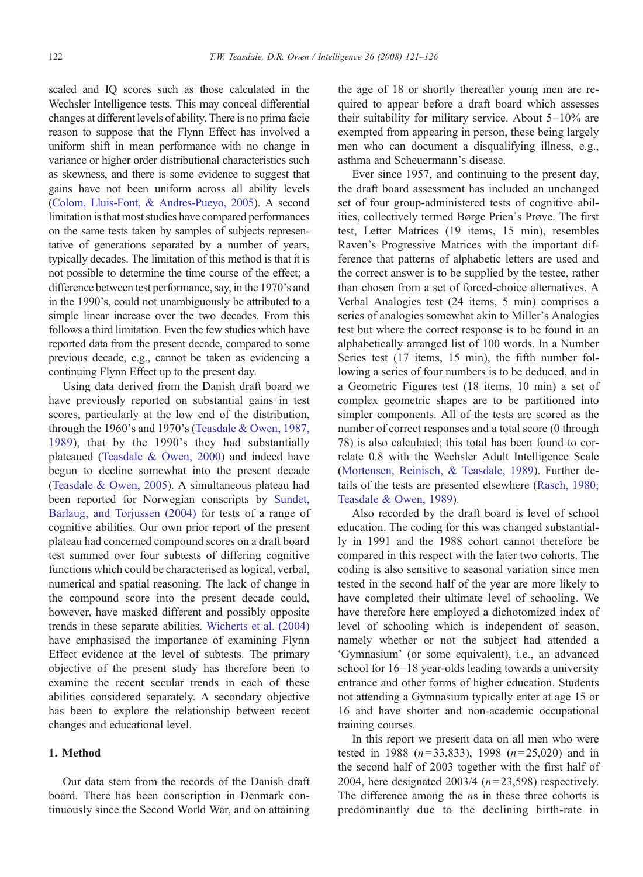scaled and IQ scores such as those calculated in the Wechsler Intelligence tests. This may conceal differential changes at different levels of ability. There is no prima facie reason to suppose that the Flynn Effect has involved a uniform shift in mean performance with no change in variance or higher order distributional characteristics such as skewness, and there is some evidence to suggest that gains have not been uniform across all ability levels (Colom, Lluis-Font, & Andres-Pueyo, 2005). A second limitation is that most studies have compared performances on the same tests taken by samples of subjects representative of generations separated by a number of years, typically decades. The limitation of this method is that it is not possible to determine the time course of the effect; a difference between test performance, say, in the 1970's and in the 1990's, could not unambiguously be attributed to a simple linear increase over the two decades. From this follows a third limitation. Even the few studies which have reported data from the present decade, compared to some previous decade, e.g., cannot be taken as evidencing a continuing Flynn Effect up to the present day.

Using data derived from the Danish draft board we have previously reported on substantial gains in test scores, particularly at the low end of the distribution, through the 1960's and 1970's (Teasdale & Owen, 1987, 1989), that by the 1990's they had substantially plateaued (Teasdale & Owen, 2000) and indeed have begun to decline somewhat into the present decade (Teasdale & Owen, 2005). A simultaneous plateau had been reported for Norwegian conscripts by Sundet, Barlaug, and Torjussen (2004) for tests of a range of cognitive abilities. Our own prior report of the present plateau had concerned compound scores on a draft board test summed over four subtests of differing cognitive functions which could be characterised as logical, verbal, numerical and spatial reasoning. The lack of change in the compound score into the present decade could, however, have masked different and possibly opposite trends in these separate abilities. Wicherts et al. (2004) have emphasised the importance of examining Flynn Effect evidence at the level of subtests. The primary objective of the present study has therefore been to examine the recent secular trends in each of these abilities considered separately. A secondary objective has been to explore the relationship between recent changes and educational level.

## 1. Method

Our data stem from the records of the Danish draft board. There has been conscription in Denmark continuously since the Second World War, and on attaining the age of 18 or shortly thereafter young men are required to appear before a draft board which assesses their suitability for military service. About 5–10% are exempted from appearing in person, these being largely men who can document a disqualifying illness, e.g., asthma and Scheuermann's disease.

Ever since 1957, and continuing to the present day, the draft board assessment has included an unchanged set of four group-administered tests of cognitive abilities, collectively termed Børge Prien's Prøve. The first test, Letter Matrices (19 items, 15 min), resembles Raven's Progressive Matrices with the important difference that patterns of alphabetic letters are used and the correct answer is to be supplied by the testee, rather than chosen from a set of forced-choice alternatives. A Verbal Analogies test (24 items, 5 min) comprises a series of analogies somewhat akin to Miller's Analogies test but where the correct response is to be found in an alphabetically arranged list of 100 words. In a Number Series test (17 items, 15 min), the fifth number following a series of four numbers is to be deduced, and in a Geometric Figures test (18 items, 10 min) a set of complex geometric shapes are to be partitioned into simpler components. All of the tests are scored as the number of correct responses and a total score (0 through 78) is also calculated; this total has been found to correlate 0.8 with the Wechsler Adult Intelligence Scale (Mortensen, Reinisch, & Teasdale, 1989). Further details of the tests are presented elsewhere (Rasch, 1980; Teasdale & Owen, 1989).

Also recorded by the draft board is level of school education. The coding for this was changed substantially in 1991 and the 1988 cohort cannot therefore be compared in this respect with the later two cohorts. The coding is also sensitive to seasonal variation since men tested in the second half of the year are more likely to have completed their ultimate level of schooling. We have therefore here employed a dichotomized index of level of schooling which is independent of season, namely whether or not the subject had attended a 'Gymnasium' (or some equivalent), i.e., an advanced school for 16–18 year-olds leading towards a university entrance and other forms of higher education. Students not attending a Gymnasium typically enter at age 15 or 16 and have shorter and non-academic occupational training courses.

In this report we present data on all men who were tested in 1988 ($n$=33,833), 1998 ($n$=25,020) and in the second half of 2003 together with the first half of 2004, here designated 2003/4 ($n$=23,598) respectively. The difference among the $n$s in these three cohorts is predominantly due to the declining birth-rate in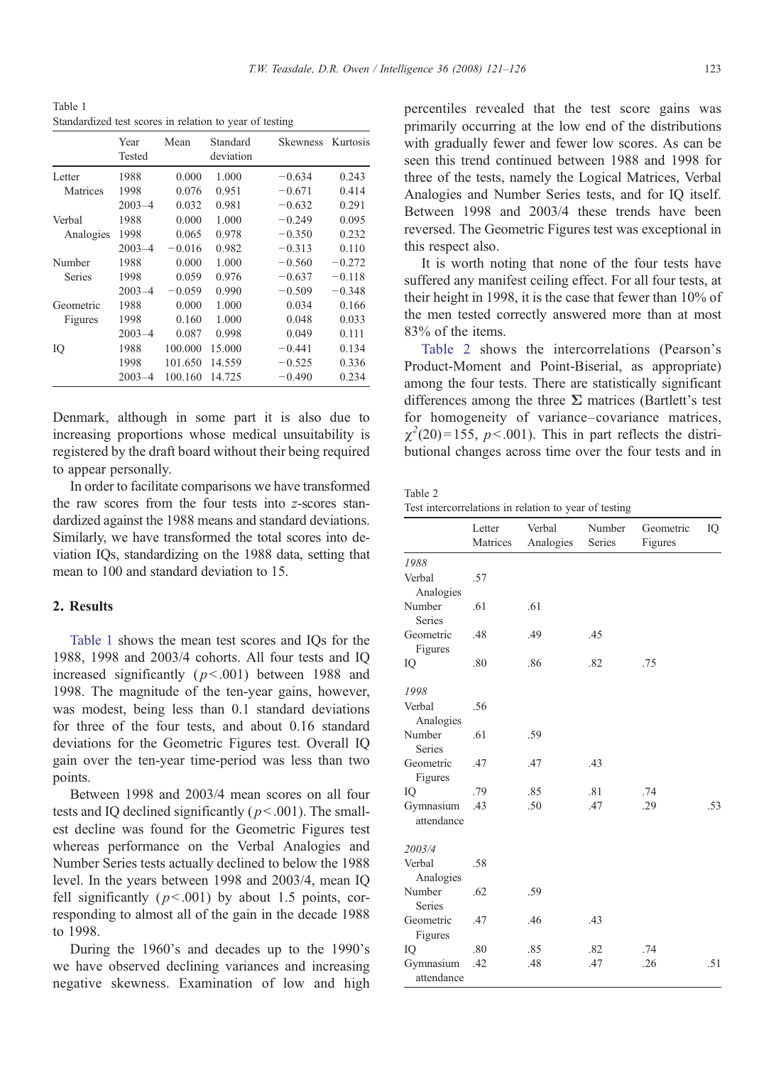Table 1
Standardized test scores in relation to year of testing

| | Year Tested | Mean | Standard deviation | Skewness | Kurtosis |
|---|---|---|---|---|---|
| Letter Matrices | 1988 | 0.000 | 1.000 | −0.634 | 0.243 |
| | 1998 | 0.076 | 0.951 | −0.671 | 0.414 |
| | 2003–4 | 0.032 | 0.981 | −0.632 | 0.291 |
| Verbal Analogies | 1988 | 0.000 | 1.000 | −0.249 | 0.095 |
| | 1998 | 0.065 | 0.978 | −0.350 | 0.232 |
| | 2003–4 | −0.016 | 0.982 | −0.313 | 0.110 |
| Number Series | 1988 | 0.000 | 1.000 | −0.560 | −0.272 |
| | 1998 | 0.059 | 0.976 | −0.637 | −0.118 |
| | 2003–4 | −0.059 | 0.990 | −0.509 | −0.348 |
| Geometric Figures | 1988 | 0.000 | 1.000 | 0.034 | 0.166 |
| | 1998 | 0.160 | 1.000 | 0.048 | 0.033 |
| | 2003–4 | 0.087 | 0.998 | 0.049 | 0.111 |
| IQ | 1988 | 100.000 | 15.000 | −0.441 | 0.134 |
| | 1998 | 101.650 | 14.559 | −0.525 | 0.336 |
| | 2003–4 | 100.160 | 14.725 | −0.490 | 0.234 |

Denmark, although in some part it is also due to increasing proportions whose medical unsuitability is registered by the draft board without their being required to appear personally.

In order to facilitate comparisons we have transformed the raw scores from the four tests into *z*-scores standardized against the 1988 means and standard deviations. Similarly, we have transformed the total scores into deviation IQs, standardizing on the 1988 data, setting that mean to 100 and standard deviation to 15.

## 2. Results

Table 1 shows the mean test scores and IQs for the 1988, 1998 and 2003/4 cohorts. All four tests and IQ increased significantly ($p<.001$) between 1988 and 1998. The magnitude of the ten-year gains, however, was modest, being less than 0.1 standard deviations for three of the four tests, and about 0.16 standard deviations for the Geometric Figures test. Overall IQ gain over the ten-year time-period was less than two points.

Between 1998 and 2003/4 mean scores on all four tests and IQ declined significantly ($p<.001$). The smallest decline was found for the Geometric Figures test whereas performance on the Verbal Analogies and Number Series tests actually declined to below the 1988 level. In the years between 1998 and 2003/4, mean IQ fell significantly ($p<.001$) by about 1.5 points, corresponding to almost all of the gain in the decade 1988 to 1998.

During the 1960's and decades up to the 1990's we have observed declining variances and increasing negative skewness. Examination of low and high percentiles revealed that the test score gains was primarily occurring at the low end of the distributions with gradually fewer and fewer low scores. As can be seen this trend continued between 1988 and 1998 for three of the tests, namely the Logical Matrices, Verbal Analogies and Number Series tests, and for IQ itself. Between 1998 and 2003/4 these trends have been reversed. The Geometric Figures test was exceptional in this respect also.

It is worth noting that none of the four tests have suffered any manifest ceiling effect. For all four tests, at their height in 1998, it is the case that fewer than 10% of the men tested correctly answered more than at most 83% of the items.

Table 2 shows the intercorrelations (Pearson's Product-Moment and Point-Biserial, as appropriate) among the four tests. There are statistically significant differences among the three $\mathbf{\Sigma}$ matrices (Bartlett's test for homogeneity of variance–covariance matrices, $\chi^2(20)=155$, $p<.001$). This in part reflects the distributional changes across time over the four tests and in

Table 2
Test intercorrelations in relation to year of testing

| | Letter Matrices | Verbal Analogies | Number Series | Geometric Figures | IQ |
|---|---|---|---|---|---|
| *1988* | | | | | |
| Verbal Analogies | .57 | | | | |
| Number Series | .61 | .61 | | | |
| Geometric Figures | .48 | .49 | .45 | | |
| IQ | .80 | .86 | .82 | .75 | |
| *1998* | | | | | |
| Verbal Analogies | .56 | | | | |
| Number Series | .61 | .59 | | | |
| Geometric Figures | .47 | .47 | .43 | | |
| IQ | .79 | .85 | .81 | .74 | |
| Gymnasium attendance | .43 | .50 | .47 | .29 | .53 |
| *2003/4* | | | | | |
| Verbal Analogies | .58 | | | | |
| Number Series | .62 | .59 | | | |
| Geometric Figures | .47 | .46 | .43 | | |
| IQ | .80 | .85 | .82 | .74 | |
| Gymnasium attendance | .42 | .48 | .47 | .26 | .51 |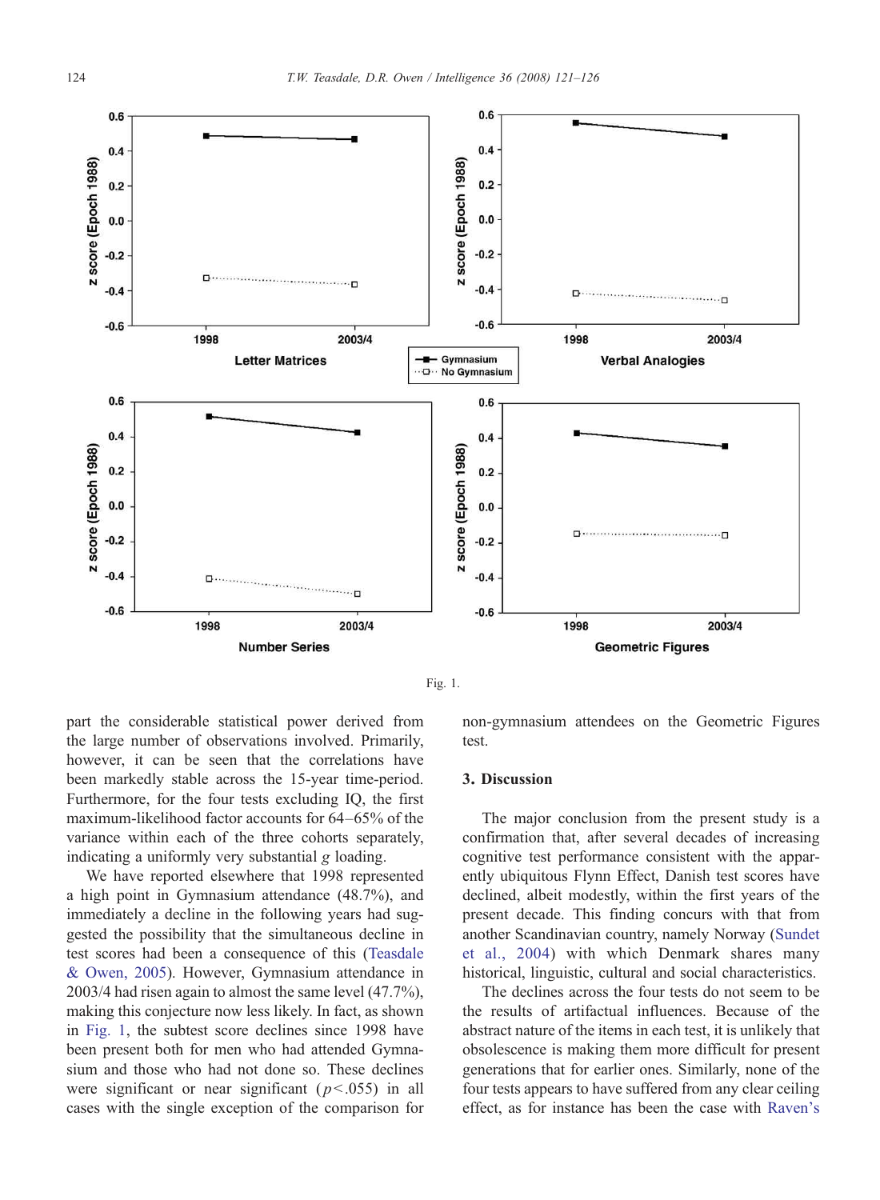Fig. 1.

part the considerable statistical power derived from the large number of observations involved. Primarily, however, it can be seen that the correlations have been markedly stable across the 15-year time-period. Furthermore, for the four tests excluding IQ, the first maximum-likelihood factor accounts for 64–65% of the variance within each of the three cohorts separately, indicating a uniformly very substantial *g* loading.

We have reported elsewhere that 1998 represented a high point in Gymnasium attendance (48.7%), and immediately a decline in the following years had suggested the possibility that the simultaneous decline in test scores had been a consequence of this (Teasdale & Owen, 2005). However, Gymnasium attendance in 2003/4 had risen again to almost the same level (47.7%), making this conjecture now less likely. In fact, as shown in Fig. 1, the subtest score declines since 1998 have been present both for men who had attended Gymnasium and those who had not done so. These declines were significant or near significant ($p<.055$) in all cases with the single exception of the comparison for non-gymnasium attendees on the Geometric Figures test.

## 3. Discussion

The major conclusion from the present study is a confirmation that, after several decades of increasing cognitive test performance consistent with the apparently ubiquitous Flynn Effect, Danish test scores have declined, albeit modestly, within the first years of the present decade. This finding concurs with that from another Scandinavian country, namely Norway (Sundet et al., 2004) with which Denmark shares many historical, linguistic, cultural and social characteristics.

The declines across the four tests do not seem to be the results of artifactual influences. Because of the abstract nature of the items in each test, it is unlikely that obsolescence is making them more difficult for present generations that for earlier ones. Similarly, none of the four tests appears to have suffered from any clear ceiling effect, as for instance has been the case with Raven's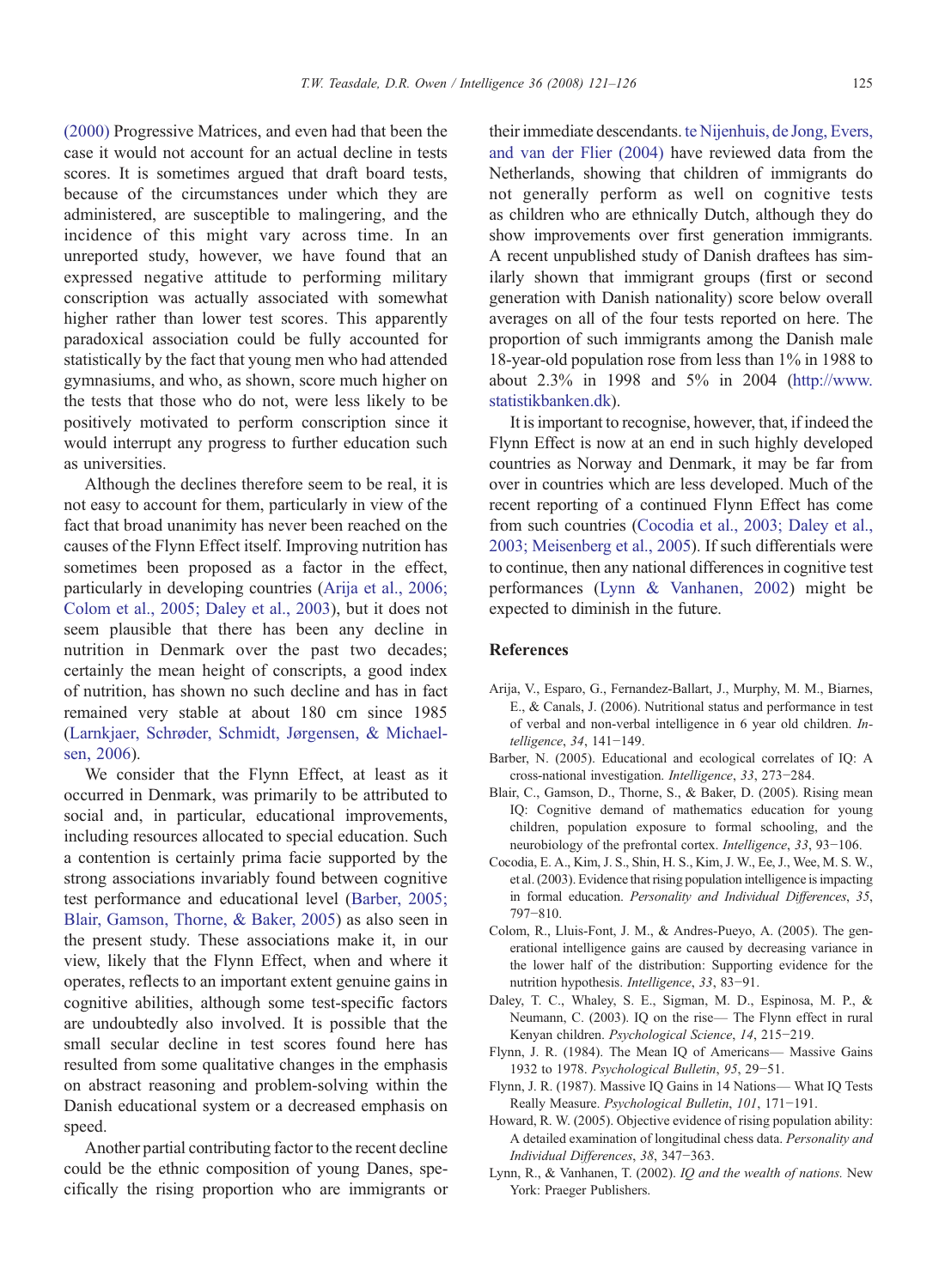(2000) Progressive Matrices, and even had that been the case it would not account for an actual decline in tests scores. It is sometimes argued that draft board tests, because of the circumstances under which they are administered, are susceptible to malingering, and the incidence of this might vary across time. In an unreported study, however, we have found that an expressed negative attitude to performing military conscription was actually associated with somewhat higher rather than lower test scores. This apparently paradoxical association could be fully accounted for statistically by the fact that young men who had attended gymnasiums, and who, as shown, score much higher on the tests that those who do not, were less likely to be positively motivated to perform conscription since it would interrupt any progress to further education such as universities.

Although the declines therefore seem to be real, it is not easy to account for them, particularly in view of the fact that broad unanimity has never been reached on the causes of the Flynn Effect itself. Improving nutrition has sometimes been proposed as a factor in the effect, particularly in developing countries (Arija et al., 2006; Colom et al., 2005; Daley et al., 2003), but it does not seem plausible that there has been any decline in nutrition in Denmark over the past two decades; certainly the mean height of conscripts, a good index of nutrition, has shown no such decline and has in fact remained very stable at about 180 cm since 1985 (Larnkjaer, Schrøder, Schmidt, Jørgensen, & Michaelsen, 2006).

We consider that the Flynn Effect, at least as it occurred in Denmark, was primarily to be attributed to social and, in particular, educational improvements, including resources allocated to special education. Such a contention is certainly prima facie supported by the strong associations invariably found between cognitive test performance and educational level (Barber, 2005; Blair, Gamson, Thorne, & Baker, 2005) as also seen in the present study. These associations make it, in our view, likely that the Flynn Effect, when and where it operates, reflects to an important extent genuine gains in cognitive abilities, although some test-specific factors are undoubtedly also involved. It is possible that the small secular decline in test scores found here has resulted from some qualitative changes in the emphasis on abstract reasoning and problem-solving within the Danish educational system or a decreased emphasis on speed.

Another partial contributing factor to the recent decline could be the ethnic composition of young Danes, specifically the rising proportion who are immigrants or their immediate descendants. te Nijenhuis, de Jong, Evers, and van der Flier (2004) have reviewed data from the Netherlands, showing that children of immigrants do not generally perform as well on cognitive tests as children who are ethnically Dutch, although they do show improvements over first generation immigrants. A recent unpublished study of Danish draftees has similarly shown that immigrant groups (first or second generation with Danish nationality) score below overall averages on all of the four tests reported on here. The proportion of such immigrants among the Danish male 18-year-old population rose from less than 1% in 1988 to about 2.3% in 1998 and 5% in 2004 (http://www.statistikbanken.dk).

It is important to recognise, however, that, if indeed the Flynn Effect is now at an end in such highly developed countries as Norway and Denmark, it may be far from over in countries which are less developed. Much of the recent reporting of a continued Flynn Effect has come from such countries (Cocodia et al., 2003; Daley et al., 2003; Meisenberg et al., 2005). If such differentials were to continue, then any national differences in cognitive test performances (Lynn & Vanhanen, 2002) might be expected to diminish in the future.

## References

Arija, V., Esparo, G., Fernandez-Ballart, J., Murphy, M. M., Biarnes, E., & Canals, J. (2006). Nutritional status and performance in test of verbal and non-verbal intelligence in 6 year old children. *Intelligence*, *34*, 141−149.

Barber, N. (2005). Educational and ecological correlates of IQ: A cross-national investigation. *Intelligence*, *33*, 273−284.

Blair, C., Gamson, D., Thorne, S., & Baker, D. (2005). Rising mean IQ: Cognitive demand of mathematics education for young children, population exposure to formal schooling, and the neurobiology of the prefrontal cortex. *Intelligence*, *33*, 93−106.

Cocodia, E. A., Kim, J. S., Shin, H. S., Kim, J. W., Ee, J., Wee, M. S. W., et al. (2003). Evidence that rising population intelligence is impacting in formal education. *Personality and Individual Differences*, *35*, 797−810.

Colom, R., Lluis-Font, J. M., & Andres-Pueyo, A. (2005). The generational intelligence gains are caused by decreasing variance in the lower half of the distribution: Supporting evidence for the nutrition hypothesis. *Intelligence*, *33*, 83−91.

Daley, T. C., Whaley, S. E., Sigman, M. D., Espinosa, M. P., & Neumann, C. (2003). IQ on the rise— The Flynn effect in rural Kenyan children. *Psychological Science*, *14*, 215−219.

Flynn, J. R. (1984). The Mean IQ of Americans— Massive Gains 1932 to 1978. *Psychological Bulletin*, *95*, 29−51.

Flynn, J. R. (1987). Massive IQ Gains in 14 Nations— What IQ Tests Really Measure. *Psychological Bulletin*, *101*, 171−191.

Howard, R. W. (2005). Objective evidence of rising population ability: A detailed examination of longitudinal chess data. *Personality and Individual Differences*, *38*, 347−363.

Lynn, R., & Vanhanen, T. (2002). *IQ and the wealth of nations.* New York: Praeger Publishers.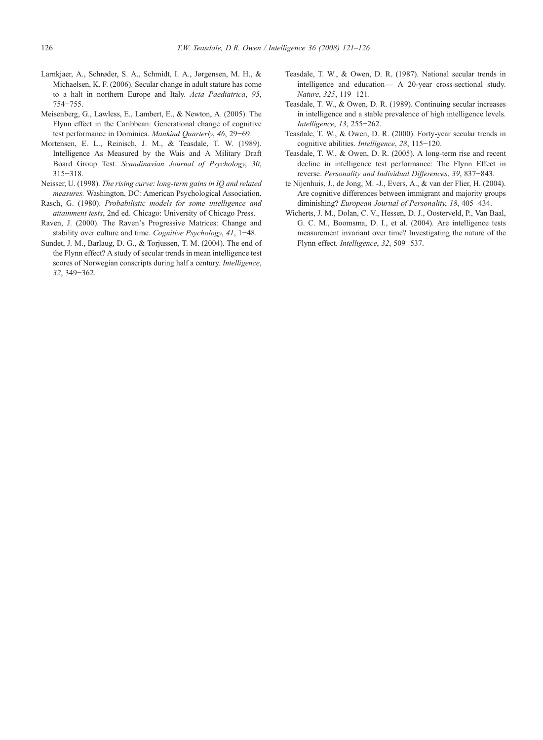Larnkjaer, A., Schrøder, S. A., Schmidt, I. A., Jørgensen, M. H., & Michaelsen, K. F. (2006). Secular change in adult stature has come to a halt in northern Europe and Italy. *Acta Paediatrica*, *95*, 754−755.

Meisenberg, G., Lawless, E., Lambert, E., & Newton, A. (2005). The Flynn effect in the Caribbean: Generational change of cognitive test performance in Dominica. *Mankind Quarterly*, *46*, 29−69.

Mortensen, E. L., Reinisch, J. M., & Teasdale, T. W. (1989). Intelligence As Measured by the Wais and A Military Draft Board Group Test. *Scandinavian Journal of Psychology*, *30*, 315−318.

Neisser, U. (1998). *The rising curve: long-term gains in IQ and related measures.* Washington, DC: American Psychological Association.

Rasch, G. (1980). *Probabilistic models for some intelligence and attainment tests*, 2nd ed. Chicago: University of Chicago Press.

Raven, J. (2000). The Raven's Progressive Matrices: Change and stability over culture and time. *Cognitive Psychology*, *41*, 1−48.

Sundet, J. M., Barlaug, D. G., & Torjussen, T. M. (2004). The end of the Flynn effect? A study of secular trends in mean intelligence test scores of Norwegian conscripts during half a century. *Intelligence*, *32*, 349−362.

Teasdale, T. W., & Owen, D. R. (1987). National secular trends in intelligence and education— A 20-year cross-sectional study. *Nature*, *325*, 119−121.

Teasdale, T. W., & Owen, D. R. (1989). Continuing secular increases in intelligence and a stable prevalence of high intelligence levels. *Intelligence*, *13*, 255−262.

Teasdale, T. W., & Owen, D. R. (2000). Forty-year secular trends in cognitive abilities. *Intelligence*, *28*, 115−120.

Teasdale, T. W., & Owen, D. R. (2005). A long-term rise and recent decline in intelligence test performance: The Flynn Effect in reverse. *Personality and Individual Differences*, *39*, 837−843.

te Nijenhuis, J., de Jong, M. -J., Evers, A., & van der Flier, H. (2004). Are cognitive differences between immigrant and majority groups diminishing? *European Journal of Personality*, *18*, 405−434.

Wicherts, J. M., Dolan, C. V., Hessen, D. J., Oosterveld, P., Van Baal, G. C. M., Boomsma, D. I., et al. (2004). Are intelligence tests measurement invariant over time? Investigating the nature of the Flynn effect. *Intelligence*, *32*, 509−537.